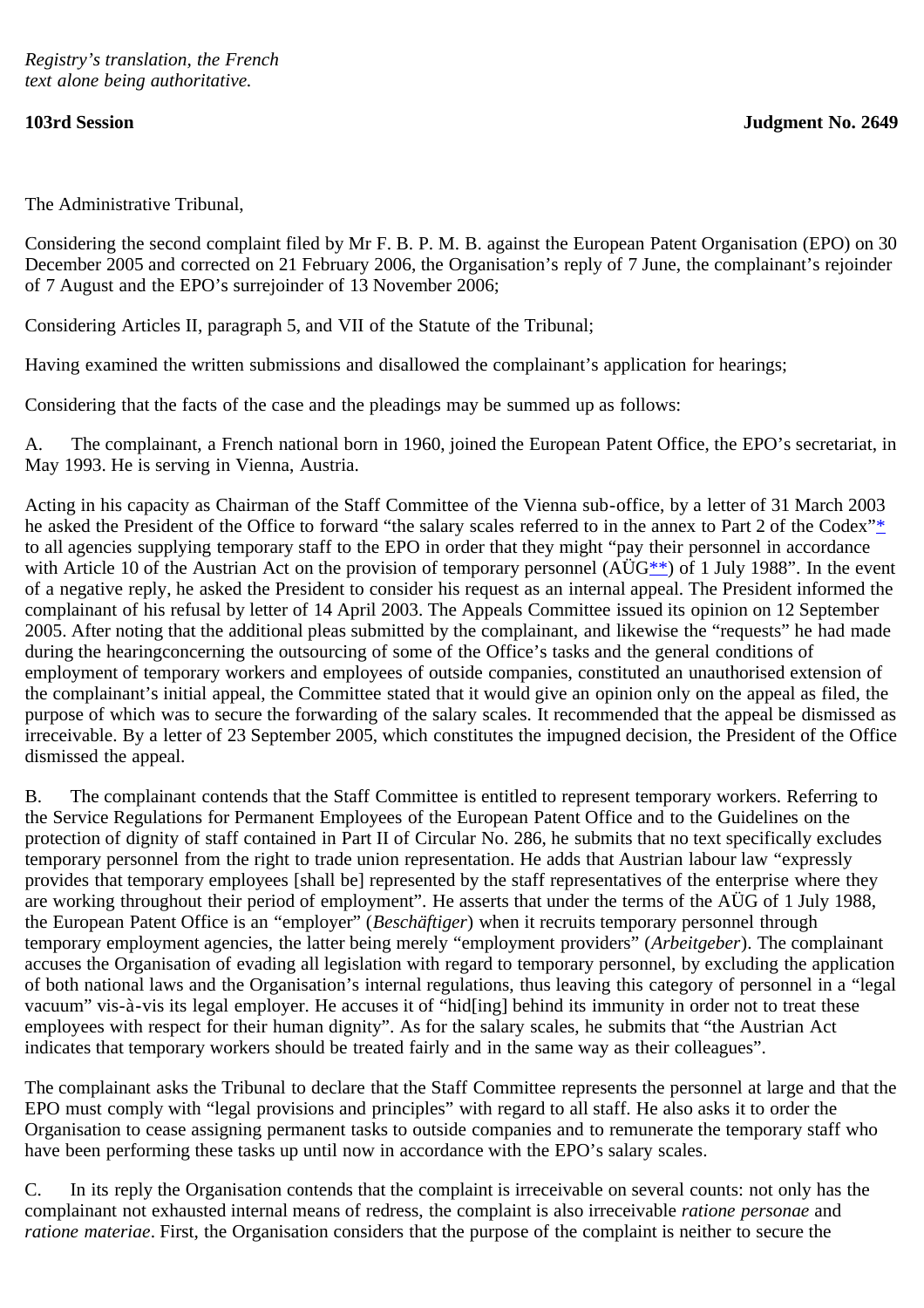*Registry's translation, the French text alone being authoritative.*

**103rd Session** **Judgment No. 2649**

The Administrative Tribunal,

Considering the second complaint filed by Mr F. B. P. M. B. against the European Patent Organisation (EPO) on 30 December 2005 and corrected on 21 February 2006, the Organisation's reply of 7 June, the complainant's rejoinder of 7 August and the EPO's surrejoinder of 13 November 2006;

Considering Articles II, paragraph 5, and VII of the Statute of the Tribunal;

Having examined the written submissions and disallowed the complainant's application for hearings;

Considering that the facts of the case and the pleadings may be summed up as follows:

A. The complainant, a French national born in 1960, joined the European Patent Office, the EPO's secretariat, in May 1993. He is serving in Vienna, Austria.

Acting in his capacity as Chairman of the Staff Committee of the Vienna sub-office, by a letter of 31 March 2003 he asked the President of the Office to forward "the salary scales referred to in the annex to Part 2 of the Codex"* to all agencies supplying temporary staff to the EPO in order that they might "pay their personnel in accordance with Article 10 of the Austrian Act on the provision of temporary personnel (AÜG**) of 1 July 1988". In the event of a negative reply, he asked the President to consider his request as an internal appeal. The President informed the complainant of his refusal by letter of 14 April 2003. The Appeals Committee issued its opinion on 12 September 2005. After noting that the additional pleas submitted by the complainant, and likewise the "requests" he had made during the hearingconcerning the outsourcing of some of the Office's tasks and the general conditions of employment of temporary workers and employees of outside companies, constituted an unauthorised extension of the complainant's initial appeal, the Committee stated that it would give an opinion only on the appeal as filed, the purpose of which was to secure the forwarding of the salary scales. It recommended that the appeal be dismissed as irreceivable. By a letter of 23 September 2005, which constitutes the impugned decision, the President of the Office dismissed the appeal.

B. The complainant contends that the Staff Committee is entitled to represent temporary workers. Referring to the Service Regulations for Permanent Employees of the European Patent Office and to the Guidelines on the protection of dignity of staff contained in Part II of Circular No. 286, he submits that no text specifically excludes temporary personnel from the right to trade union representation. He adds that Austrian labour law "expressly provides that temporary employees [shall be] represented by the staff representatives of the enterprise where they are working throughout their period of employment". He asserts that under the terms of the AÜG of 1 July 1988, the European Patent Office is an "employer" (*Beschäftiger*) when it recruits temporary personnel through temporary employment agencies, the latter being merely "employment providers" (*Arbeitgeber*). The complainant accuses the Organisation of evading all legislation with regard to temporary personnel, by excluding the application of both national laws and the Organisation's internal regulations, thus leaving this category of personnel in a "legal vacuum" vis-à-vis its legal employer. He accuses it of "hid[ing] behind its immunity in order not to treat these employees with respect for their human dignity". As for the salary scales, he submits that "the Austrian Act indicates that temporary workers should be treated fairly and in the same way as their colleagues".

The complainant asks the Tribunal to declare that the Staff Committee represents the personnel at large and that the EPO must comply with "legal provisions and principles" with regard to all staff. He also asks it to order the Organisation to cease assigning permanent tasks to outside companies and to remunerate the temporary staff who have been performing these tasks up until now in accordance with the EPO's salary scales.

C. In its reply the Organisation contends that the complaint is irreceivable on several counts: not only has the complainant not exhausted internal means of redress, the complaint is also irreceivable *ratione personae* and *ratione materiae*. First, the Organisation considers that the purpose of the complaint is neither to secure the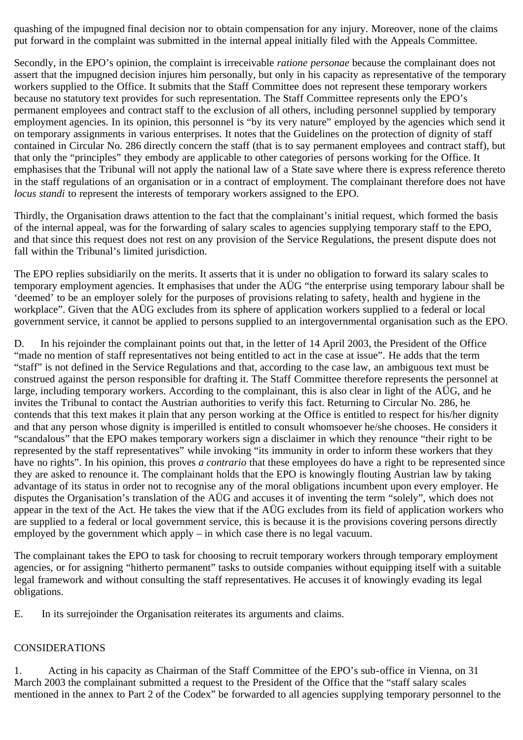quashing of the impugned final decision nor to obtain compensation for any injury. Moreover, none of the claims put forward in the complaint was submitted in the internal appeal initially filed with the Appeals Committee.

Secondly, in the EPO's opinion, the complaint is irreceivable *ratione personae* because the complainant does not assert that the impugned decision injures him personally, but only in his capacity as representative of the temporary workers supplied to the Office. It submits that the Staff Committee does not represent these temporary workers because no statutory text provides for such representation. The Staff Committee represents only the EPO's permanent employees and contract staff to the exclusion of all others, including personnel supplied by temporary employment agencies. In its opinion, this personnel is "by its very nature" employed by the agencies which send it on temporary assignments in various enterprises. It notes that the Guidelines on the protection of dignity of staff contained in Circular No. 286 directly concern the staff (that is to say permanent employees and contract staff), but that only the "principles" they embody are applicable to other categories of persons working for the Office. It emphasises that the Tribunal will not apply the national law of a State save where there is express reference thereto in the staff regulations of an organisation or in a contract of employment. The complainant therefore does not have *locus standi* to represent the interests of temporary workers assigned to the EPO.

Thirdly, the Organisation draws attention to the fact that the complainant's initial request, which formed the basis of the internal appeal, was for the forwarding of salary scales to agencies supplying temporary staff to the EPO, and that since this request does not rest on any provision of the Service Regulations, the present dispute does not fall within the Tribunal's limited jurisdiction.

The EPO replies subsidiarily on the merits. It asserts that it is under no obligation to forward its salary scales to temporary employment agencies. It emphasises that under the AÜG "the enterprise using temporary labour shall be 'deemed' to be an employer solely for the purposes of provisions relating to safety, health and hygiene in the workplace". Given that the AÜG excludes from its sphere of application workers supplied to a federal or local government service, it cannot be applied to persons supplied to an intergovernmental organisation such as the EPO.

D. In his rejoinder the complainant points out that, in the letter of 14 April 2003, the President of the Office "made no mention of staff representatives not being entitled to act in the case at issue". He adds that the term "staff" is not defined in the Service Regulations and that, according to the case law, an ambiguous text must be construed against the person responsible for drafting it. The Staff Committee therefore represents the personnel at large, including temporary workers. According to the complainant, this is also clear in light of the AÜG, and he invites the Tribunal to contact the Austrian authorities to verify this fact. Returning to Circular No. 286, he contends that this text makes it plain that any person working at the Office is entitled to respect for his/her dignity and that any person whose dignity is imperilled is entitled to consult whomsoever he/she chooses. He considers it "scandalous" that the EPO makes temporary workers sign a disclaimer in which they renounce "their right to be represented by the staff representatives" while invoking "its immunity in order to inform these workers that they have no rights". In his opinion, this proves *a contrario* that these employees do have a right to be represented since they are asked to renounce it. The complainant holds that the EPO is knowingly flouting Austrian law by taking advantage of its status in order not to recognise any of the moral obligations incumbent upon every employer. He disputes the Organisation's translation of the AÜG and accuses it of inventing the term "solely", which does not appear in the text of the Act. He takes the view that if the AÜG excludes from its field of application workers who are supplied to a federal or local government service, this is because it is the provisions covering persons directly employed by the government which apply – in which case there is no legal vacuum.

The complainant takes the EPO to task for choosing to recruit temporary workers through temporary employment agencies, or for assigning "hitherto permanent" tasks to outside companies without equipping itself with a suitable legal framework and without consulting the staff representatives. He accuses it of knowingly evading its legal obligations.

E. In its surrejoinder the Organisation reiterates its arguments and claims.

## CONSIDERATIONS

1. Acting in his capacity as Chairman of the Staff Committee of the EPO's sub-office in Vienna, on 31 March 2003 the complainant submitted a request to the President of the Office that the "staff salary scales mentioned in the annex to Part 2 of the Codex" be forwarded to all agencies supplying temporary personnel to the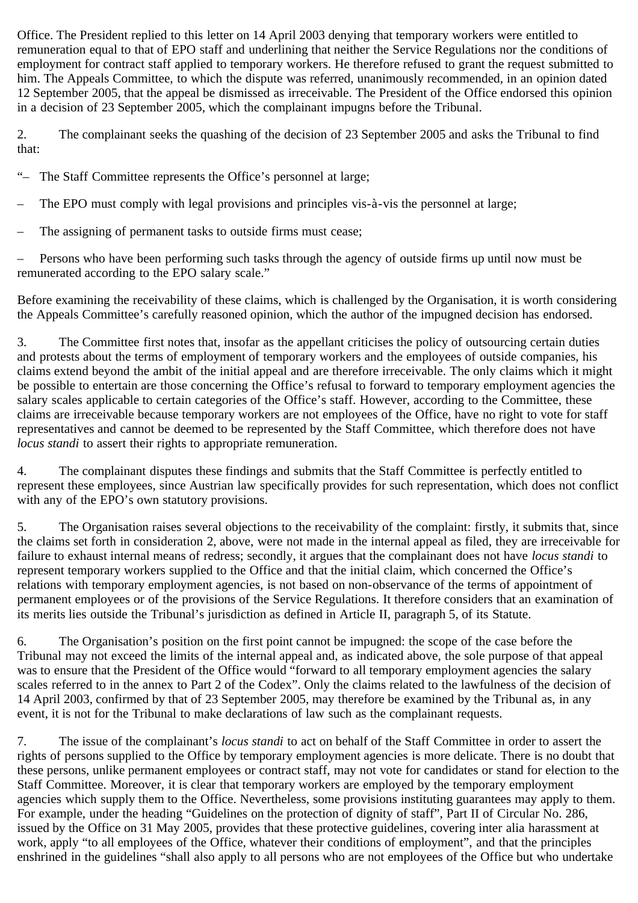Office. The President replied to this letter on 14 April 2003 denying that temporary workers were entitled to remuneration equal to that of EPO staff and underlining that neither the Service Regulations nor the conditions of employment for contract staff applied to temporary workers. He therefore refused to grant the request submitted to him. The Appeals Committee, to which the dispute was referred, unanimously recommended, in an opinion dated 12 September 2005, that the appeal be dismissed as irreceivable. The President of the Office endorsed this opinion in a decision of 23 September 2005, which the complainant impugns before the Tribunal.

2. The complainant seeks the quashing of the decision of 23 September 2005 and asks the Tribunal to find that:

"– The Staff Committee represents the Office's personnel at large;

– The EPO must comply with legal provisions and principles vis-à-vis the personnel at large;

– The assigning of permanent tasks to outside firms must cease;

– Persons who have been performing such tasks through the agency of outside firms up until now must be remunerated according to the EPO salary scale."

Before examining the receivability of these claims, which is challenged by the Organisation, it is worth considering the Appeals Committee's carefully reasoned opinion, which the author of the impugned decision has endorsed.

3. The Committee first notes that, insofar as the appellant criticises the policy of outsourcing certain duties and protests about the terms of employment of temporary workers and the employees of outside companies, his claims extend beyond the ambit of the initial appeal and are therefore irreceivable. The only claims which it might be possible to entertain are those concerning the Office's refusal to forward to temporary employment agencies the salary scales applicable to certain categories of the Office's staff. However, according to the Committee, these claims are irreceivable because temporary workers are not employees of the Office, have no right to vote for staff representatives and cannot be deemed to be represented by the Staff Committee, which therefore does not have *locus standi* to assert their rights to appropriate remuneration.

4. The complainant disputes these findings and submits that the Staff Committee is perfectly entitled to represent these employees, since Austrian law specifically provides for such representation, which does not conflict with any of the EPO's own statutory provisions.

5. The Organisation raises several objections to the receivability of the complaint: firstly, it submits that, since the claims set forth in consideration 2, above, were not made in the internal appeal as filed, they are irreceivable for failure to exhaust internal means of redress; secondly, it argues that the complainant does not have *locus standi* to represent temporary workers supplied to the Office and that the initial claim, which concerned the Office's relations with temporary employment agencies, is not based on non-observance of the terms of appointment of permanent employees or of the provisions of the Service Regulations. It therefore considers that an examination of its merits lies outside the Tribunal's jurisdiction as defined in Article II, paragraph 5, of its Statute.

6. The Organisation's position on the first point cannot be impugned: the scope of the case before the Tribunal may not exceed the limits of the internal appeal and, as indicated above, the sole purpose of that appeal was to ensure that the President of the Office would "forward to all temporary employment agencies the salary scales referred to in the annex to Part 2 of the Codex". Only the claims related to the lawfulness of the decision of 14 April 2003, confirmed by that of 23 September 2005, may therefore be examined by the Tribunal as, in any event, it is not for the Tribunal to make declarations of law such as the complainant requests.

7. The issue of the complainant's *locus standi* to act on behalf of the Staff Committee in order to assert the rights of persons supplied to the Office by temporary employment agencies is more delicate. There is no doubt that these persons, unlike permanent employees or contract staff, may not vote for candidates or stand for election to the Staff Committee. Moreover, it is clear that temporary workers are employed by the temporary employment agencies which supply them to the Office. Nevertheless, some provisions instituting guarantees may apply to them. For example, under the heading "Guidelines on the protection of dignity of staff", Part II of Circular No. 286, issued by the Office on 31 May 2005, provides that these protective guidelines, covering inter alia harassment at work, apply "to all employees of the Office, whatever their conditions of employment", and that the principles enshrined in the guidelines "shall also apply to all persons who are not employees of the Office but who undertake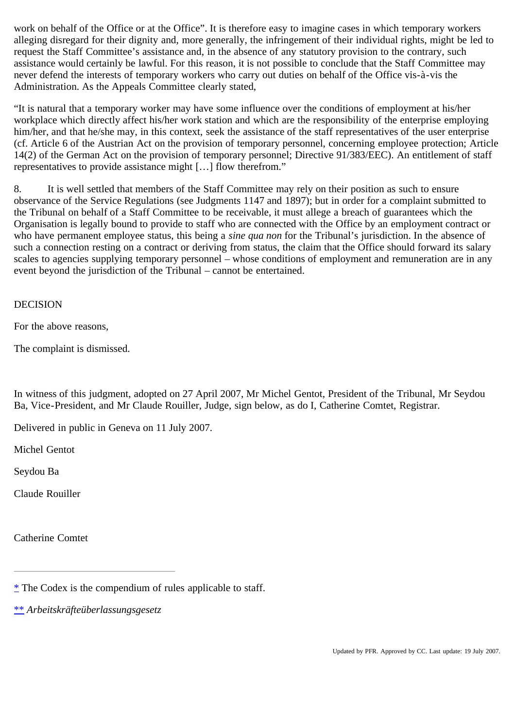work on behalf of the Office or at the Office". It is therefore easy to imagine cases in which temporary workers alleging disregard for their dignity and, more generally, the infringement of their individual rights, might be led to request the Staff Committee's assistance and, in the absence of any statutory provision to the contrary, such assistance would certainly be lawful. For this reason, it is not possible to conclude that the Staff Committee may never defend the interests of temporary workers who carry out duties on behalf of the Office vis-à-vis the Administration. As the Appeals Committee clearly stated,

"It is natural that a temporary worker may have some influence over the conditions of employment at his/her workplace which directly affect his/her work station and which are the responsibility of the enterprise employing him/her, and that he/she may, in this context, seek the assistance of the staff representatives of the user enterprise (cf. Article 6 of the Austrian Act on the provision of temporary personnel, concerning employee protection; Article 14(2) of the German Act on the provision of temporary personnel; Directive 91/383/EEC). An entitlement of staff representatives to provide assistance might […] flow therefrom."

8. It is well settled that members of the Staff Committee may rely on their position as such to ensure observance of the Service Regulations (see Judgments 1147 and 1897); but in order for a complaint submitted to the Tribunal on behalf of a Staff Committee to be receivable, it must allege a breach of guarantees which the Organisation is legally bound to provide to staff who are connected with the Office by an employment contract or who have permanent employee status, this being a *sine qua non* for the Tribunal's jurisdiction. In the absence of such a connection resting on a contract or deriving from status, the claim that the Office should forward its salary scales to agencies supplying temporary personnel – whose conditions of employment and remuneration are in any event beyond the jurisdiction of the Tribunal – cannot be entertained.

DECISION

For the above reasons,

The complaint is dismissed.

In witness of this judgment, adopted on 27 April 2007, Mr Michel Gentot, President of the Tribunal, Mr Seydou Ba, Vice-President, and Mr Claude Rouiller, Judge, sign below, as do I, Catherine Comtet, Registrar.

Delivered in public in Geneva on 11 July 2007.

Michel Gentot

Seydou Ba

Claude Rouiller

Catherine Comtet

---

* The Codex is the compendium of rules applicable to staff.

** *Arbeitskräfteüberlassungsgesetz*

Updated by PFR. Approved by CC. Last update: 19 July 2007.